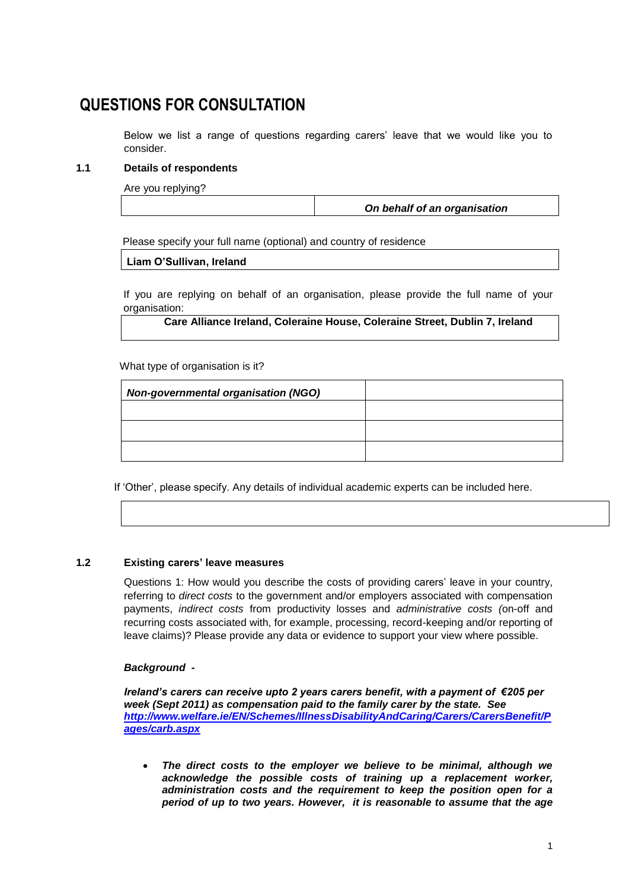# QUESTIONS FOR CONSULTATION

Below we list a range of questions regarding carers' leave that we would like you to consider.

### 1.1 Details of respondents

Are you replying?

| | *On behalf of an organisation* |
|---|---|

Please specify your full name (optional) and country of residence

| **Liam O'Sullivan, Ireland** |
|---|

If you are replying on behalf of an organisation, please provide the full name of your organisation:

| **Care Alliance Ireland, Coleraine House, Coleraine Street, Dublin 7, Ireland** |
|---|

What type of organisation is it?

| ***Non-governmental organisation (NGO)*** | |
|---|---|
| | |
| | |
| | |

If 'Other', please specify. Any details of individual academic experts can be included here.

| |
|---|

### 1.2 Existing carers' leave measures

Questions 1: How would you describe the costs of providing carers' leave in your country, referring to *direct costs* to the government and/or employers associated with compensation payments, *indirect costs* from productivity losses and *administrative costs (*on-off and recurring costs associated with, for example, processing, record-keeping and/or reporting of leave claims)? Please provide any data or evidence to support your view where possible.

***Background -***

***Ireland's carers can receive upto 2 years carers benefit, with a payment of €205 per week (Sept 2011) as compensation paid to the family carer by the state. See [http://www.welfare.ie/EN/Schemes/IllnessDisabilityAndCaring/Carers/CarersBenefit/Pages/carb.aspx](http://www.welfare.ie/EN/Schemes/IllnessDisabilityAndCaring/Carers/CarersBenefit/Pages/carb.aspx)***

- ***The direct costs to the employer we believe to be minimal, although we acknowledge the possible costs of training up a replacement worker, administration costs and the requirement to keep the position open for a period of up to two years. However, it is reasonable to assume that the age***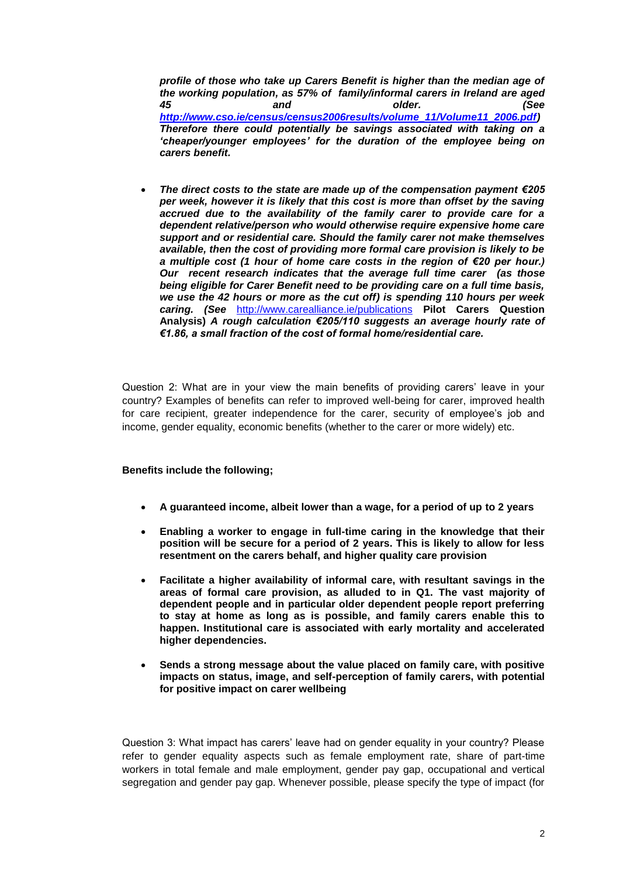***profile of those who take up Carers Benefit is higher than the median age of the working population, as 57% of family/informal carers in Ireland are aged 45 and older. (See [http://www.cso.ie/census/census2006results/volume_11/Volume11_2006.pdf](http://www.cso.ie/census/census2006results/volume_11/Volume11_2006.pdf)) Therefore there could potentially be savings associated with taking on a 'cheaper/younger employees' for the duration of the employee being on carers benefit.***

- ***The direct costs to the state are made up of the compensation payment €205 per week, however it is likely that this cost is more than offset by the saving accrued due to the availability of the family carer to provide care for a dependent relative/person who would otherwise require expensive home care support and or residential care. Should the family carer not make themselves available, then the cost of providing more formal care provision is likely to be a multiple cost (1 hour of home care costs in the region of €20 per hour.) Our recent research indicates that the average full time carer (as those being eligible for Carer Benefit need to be providing care on a full time basis, we use the 42 hours or more as the cut off) is spending 110 hours per week caring. (See*** [http://www.carealliance.ie/publications](http://www.carealliance.ie/publications) **Pilot Carers Question Analysis)** ***A rough calculation €205/110 suggests an average hourly rate of €1.86, a small fraction of the cost of formal home/residential care.***

Question 2: What are in your view the main benefits of providing carers' leave in your country? Examples of benefits can refer to improved well-being for carer, improved health for care recipient, greater independence for the carer, security of employee's job and income, gender equality, economic benefits (whether to the carer or more widely) etc.

**Benefits include the following;**

- **A guaranteed income, albeit lower than a wage, for a period of up to 2 years**
- **Enabling a worker to engage in full-time caring in the knowledge that their position will be secure for a period of 2 years. This is likely to allow for less resentment on the carers behalf, and higher quality care provision**
- **Facilitate a higher availability of informal care, with resultant savings in the areas of formal care provision, as alluded to in Q1. The vast majority of dependent people and in particular older dependent people report preferring to stay at home as long as is possible, and family carers enable this to happen. Institutional care is associated with early mortality and accelerated higher dependencies.**
- **Sends a strong message about the value placed on family care, with positive impacts on status, image, and self-perception of family carers, with potential for positive impact on carer wellbeing**

Question 3: What impact has carers' leave had on gender equality in your country? Please refer to gender equality aspects such as female employment rate, share of part-time workers in total female and male employment, gender pay gap, occupational and vertical segregation and gender pay gap. Whenever possible, please specify the type of impact (for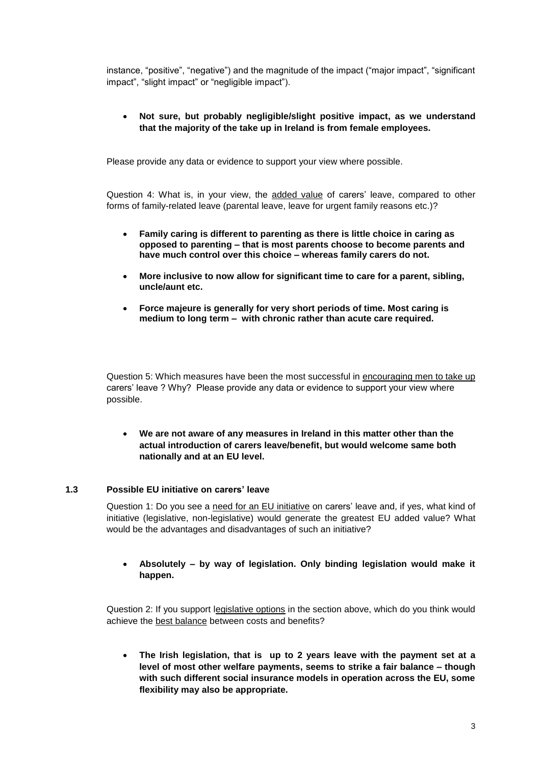instance, "positive", "negative") and the magnitude of the impact ("major impact", "significant impact", "slight impact" or "negligible impact").

- **Not sure, but probably negligible/slight positive impact, as we understand that the majority of the take up in Ireland is from female employees.**

Please provide any data or evidence to support your view where possible.

Question 4: What is, in your view, the added value of carers' leave, compared to other forms of family-related leave (parental leave, leave for urgent family reasons etc.)?

- **Family caring is different to parenting as there is little choice in caring as opposed to parenting – that is most parents choose to become parents and have much control over this choice – whereas family carers do not.**
- **More inclusive to now allow for significant time to care for a parent, sibling, uncle/aunt etc.**
- **Force majeure is generally for very short periods of time. Most caring is medium to long term – with chronic rather than acute care required.**

Question 5: Which measures have been the most successful in encouraging men to take up carers' leave ? Why? Please provide any data or evidence to support your view where possible.

- **We are not aware of any measures in Ireland in this matter other than the actual introduction of carers leave/benefit, but would welcome same both nationally and at an EU level.**

### 1.3 Possible EU initiative on carers' leave

Question 1: Do you see a need for an EU initiative on carers' leave and, if yes, what kind of initiative (legislative, non-legislative) would generate the greatest EU added value? What would be the advantages and disadvantages of such an initiative?

- **Absolutely – by way of legislation. Only binding legislation would make it happen.**

Question 2: If you support legislative options in the section above, which do you think would achieve the best balance between costs and benefits?

- **The Irish legislation, that is up to 2 years leave with the payment set at a level of most other welfare payments, seems to strike a fair balance – though with such different social insurance models in operation across the EU, some flexibility may also be appropriate.**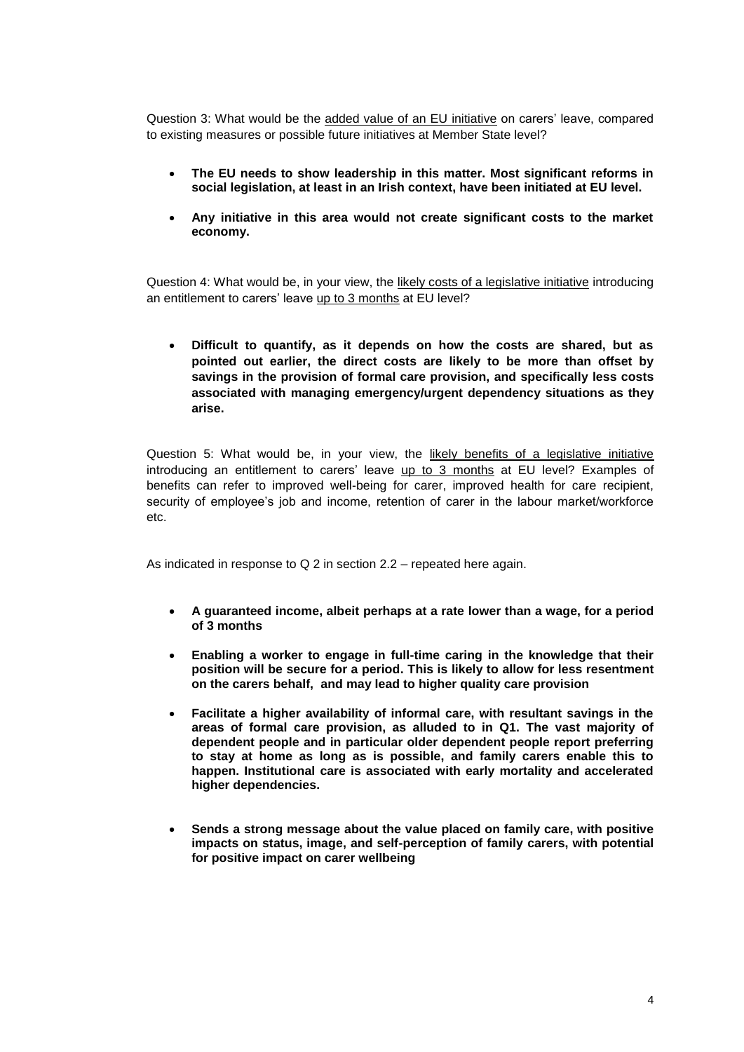Question 3: What would be the <u>added value of an EU initiative</u> on carers' leave, compared to existing measures or possible future initiatives at Member State level?

- **The EU needs to show leadership in this matter. Most significant reforms in social legislation, at least in an Irish context, have been initiated at EU level.**
- **Any initiative in this area would not create significant costs to the market economy.**

Question 4: What would be, in your view, the <u>likely costs of a legislative initiative</u> introducing an entitlement to carers' leave <u>up to 3 months</u> at EU level?

- **Difficult to quantify, as it depends on how the costs are shared, but as pointed out earlier, the direct costs are likely to be more than offset by savings in the provision of formal care provision, and specifically less costs associated with managing emergency/urgent dependency situations as they arise.**

Question 5: What would be, in your view, the <u>likely benefits of a legislative initiative</u> introducing an entitlement to carers' leave <u>up to 3 months</u> at EU level? Examples of benefits can refer to improved well-being for carer, improved health for care recipient, security of employee's job and income, retention of carer in the labour market/workforce etc.

As indicated in response to Q 2 in section 2.2 – repeated here again.

- **A guaranteed income, albeit perhaps at a rate lower than a wage, for a period of 3 months**
- **Enabling a worker to engage in full-time caring in the knowledge that their position will be secure for a period. This is likely to allow for less resentment on the carers behalf, and may lead to higher quality care provision**
- **Facilitate a higher availability of informal care, with resultant savings in the areas of formal care provision, as alluded to in Q1. The vast majority of dependent people and in particular older dependent people report preferring to stay at home as long as is possible, and family carers enable this to happen. Institutional care is associated with early mortality and accelerated higher dependencies.**
- **Sends a strong message about the value placed on family care, with positive impacts on status, image, and self-perception of family carers, with potential for positive impact on carer wellbeing**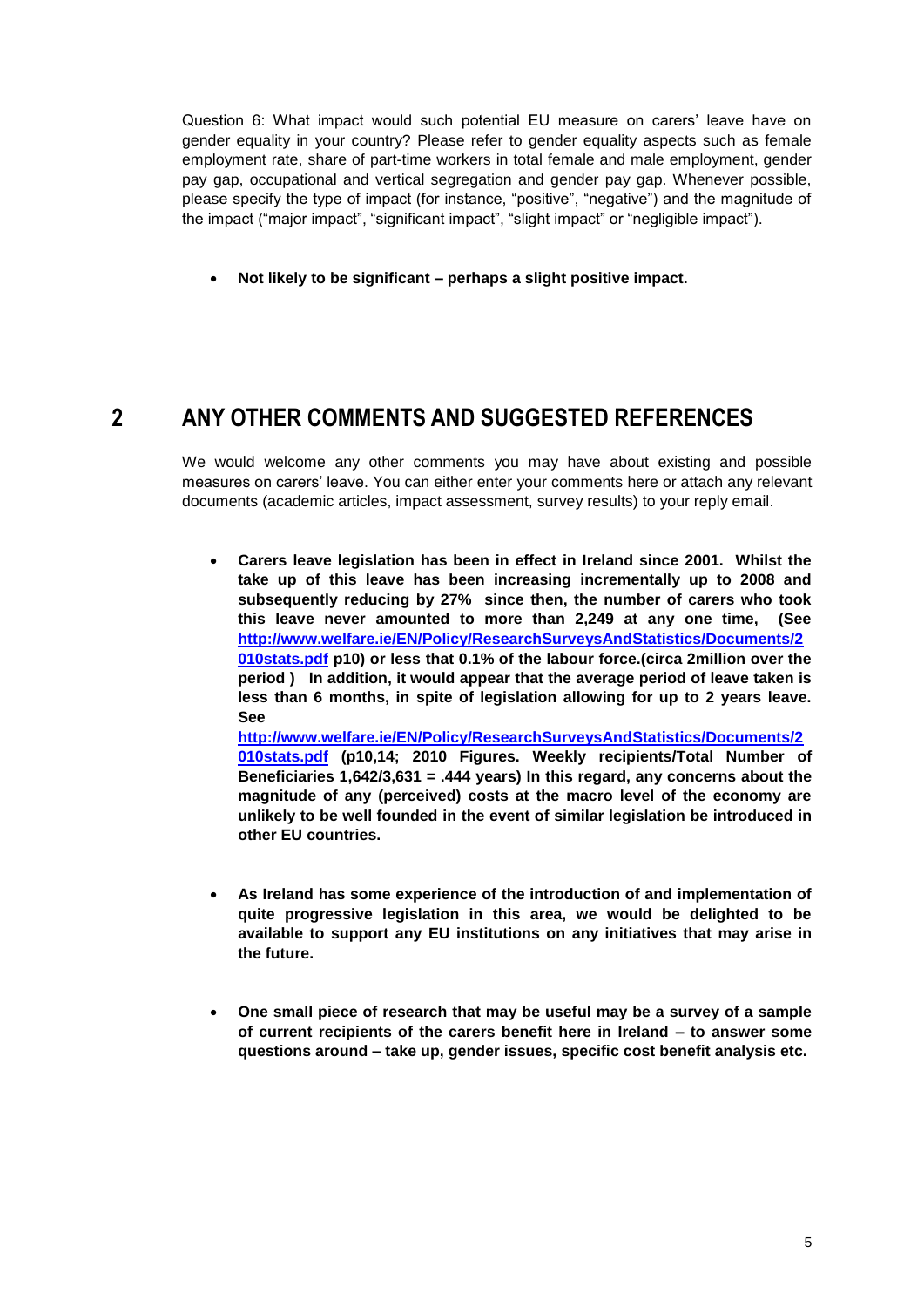Question 6: What impact would such potential EU measure on carers' leave have on gender equality in your country? Please refer to gender equality aspects such as female employment rate, share of part-time workers in total female and male employment, gender pay gap, occupational and vertical segregation and gender pay gap. Whenever possible, please specify the type of impact (for instance, "positive", "negative") and the magnitude of the impact ("major impact", "significant impact", "slight impact" or "negligible impact").

- **Not likely to be significant – perhaps a slight positive impact.**

## 2 ANY OTHER COMMENTS AND SUGGESTED REFERENCES

We would welcome any other comments you may have about existing and possible measures on carers' leave. You can either enter your comments here or attach any relevant documents (academic articles, impact assessment, survey results) to your reply email.

- **Carers leave legislation has been in effect in Ireland since 2001. Whilst the take up of this leave has been increasing incrementally up to 2008 and subsequently reducing by 27% since then, the number of carers who took this leave never amounted to more than 2,249 at any one time, (See [http://www.welfare.ie/EN/Policy/ResearchSurveysAndStatistics/Documents/2010stats.pdf](http://www.welfare.ie/EN/Policy/ResearchSurveysAndStatistics/Documents/2010stats.pdf) p10) or less that 0.1% of the labour force.(circa 2million over the period ) In addition, it would appear that the average period of leave taken is less than 6 months, in spite of legislation allowing for up to 2 years leave. See [http://www.welfare.ie/EN/Policy/ResearchSurveysAndStatistics/Documents/2010stats.pdf](http://www.welfare.ie/EN/Policy/ResearchSurveysAndStatistics/Documents/2010stats.pdf) (p10,14; 2010 Figures. Weekly recipients/Total Number of Beneficiaries 1,642/3,631 = .444 years) In this regard, any concerns about the magnitude of any (perceived) costs at the macro level of the economy are unlikely to be well founded in the event of similar legislation be introduced in other EU countries.**

- **As Ireland has some experience of the introduction of and implementation of quite progressive legislation in this area, we would be delighted to be available to support any EU institutions on any initiatives that may arise in the future.**

- **One small piece of research that may be useful may be a survey of a sample of current recipients of the carers benefit here in Ireland – to answer some questions around – take up, gender issues, specific cost benefit analysis etc.**